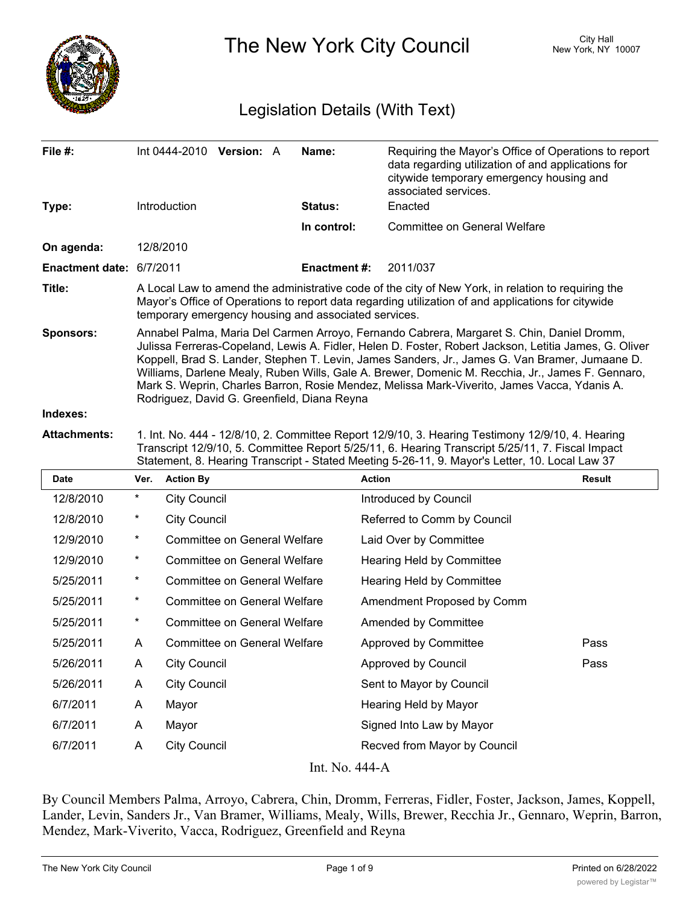# The New York City Council

City Hall
New York, NY 10007

## Legislation Details (With Text)

| | | | |
|---|---|---|---|
| **File #:** | Int 0444-2010 **Version:** A | **Name:** | Requiring the Mayor's Office of Operations to report data regarding utilization of and applications for citywide temporary emergency housing and associated services. |
| **Type:** | Introduction | **Status:** | Enacted |
| | | **In control:** | Committee on General Welfare |
| **On agenda:** | 12/8/2010 | | |
| **Enactment date:** | 6/7/2011 | **Enactment #:** | 2011/037 |

**Title:** A Local Law to amend the administrative code of the city of New York, in relation to requiring the Mayor's Office of Operations to report data regarding utilization of and applications for citywide temporary emergency housing and associated services.

**Sponsors:** Annabel Palma, Maria Del Carmen Arroyo, Fernando Cabrera, Margaret S. Chin, Daniel Dromm, Julissa Ferreras-Copeland, Lewis A. Fidler, Helen D. Foster, Robert Jackson, Letitia James, G. Oliver Koppell, Brad S. Lander, Stephen T. Levin, James Sanders, Jr., James G. Van Bramer, Jumaane D. Williams, Darlene Mealy, Ruben Wills, Gale A. Brewer, Domenic M. Recchia, Jr., James F. Gennaro, Mark S. Weprin, Charles Barron, Rosie Mendez, Melissa Mark-Viverito, James Vacca, Ydanis A. Rodriguez, David G. Greenfield, Diana Reyna

**Indexes:**

**Attachments:** 1. Int. No. 444 - 12/8/10, 2. Committee Report 12/9/10, 3. Hearing Testimony 12/9/10, 4. Hearing Transcript 12/9/10, 5. Committee Report 5/25/11, 6. Hearing Transcript 5/25/11, 7. Fiscal Impact Statement, 8. Hearing Transcript - Stated Meeting 5-26-11, 9. Mayor's Letter, 10. Local Law 37

| Date | Ver. | Action By | Action | Result |
|---|---|---|---|---|
| 12/8/2010 | * | City Council | Introduced by Council | |
| 12/8/2010 | * | City Council | Referred to Comm by Council | |
| 12/9/2010 | * | Committee on General Welfare | Laid Over by Committee | |
| 12/9/2010 | * | Committee on General Welfare | Hearing Held by Committee | |
| 5/25/2011 | * | Committee on General Welfare | Hearing Held by Committee | |
| 5/25/2011 | * | Committee on General Welfare | Amendment Proposed by Comm | |
| 5/25/2011 | * | Committee on General Welfare | Amended by Committee | |
| 5/25/2011 | A | Committee on General Welfare | Approved by Committee | Pass |
| 5/26/2011 | A | City Council | Approved by Council | Pass |
| 5/26/2011 | A | City Council | Sent to Mayor by Council | |
| 6/7/2011 | A | Mayor | Hearing Held by Mayor | |
| 6/7/2011 | A | Mayor | Signed Into Law by Mayor | |
| 6/7/2011 | A | City Council | Recved from Mayor by Council | |

Int. No. 444-A

By Council Members Palma, Arroyo, Cabrera, Chin, Dromm, Ferreras, Fidler, Foster, Jackson, James, Koppell, Lander, Levin, Sanders Jr., Van Bramer, Williams, Mealy, Wills, Brewer, Recchia Jr., Gennaro, Weprin, Barron, Mendez, Mark-Viverito, Vacca, Rodriguez, Greenfield and Reyna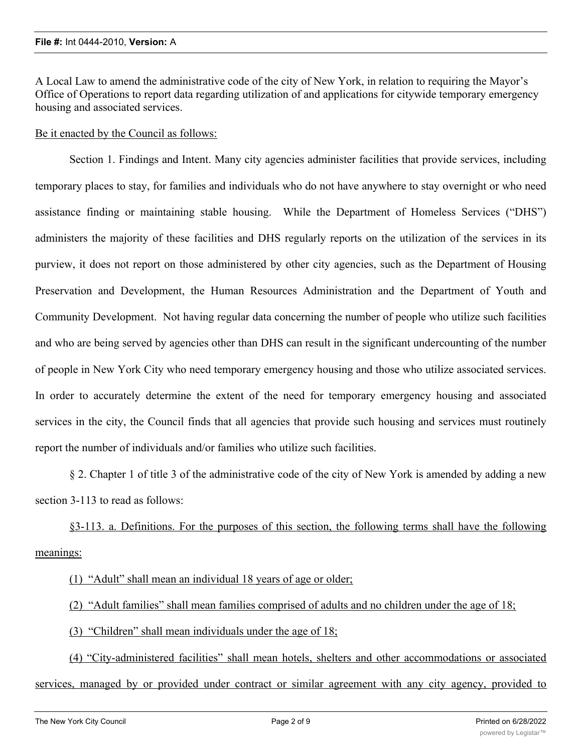A Local Law to amend the administrative code of the city of New York, in relation to requiring the Mayor's Office of Operations to report data regarding utilization of and applications for citywide temporary emergency housing and associated services.

Be it enacted by the Council as follows:

Section 1. Findings and Intent. Many city agencies administer facilities that provide services, including temporary places to stay, for families and individuals who do not have anywhere to stay overnight or who need assistance finding or maintaining stable housing. While the Department of Homeless Services ("DHS") administers the majority of these facilities and DHS regularly reports on the utilization of the services in its purview, it does not report on those administered by other city agencies, such as the Department of Housing Preservation and Development, the Human Resources Administration and the Department of Youth and Community Development. Not having regular data concerning the number of people who utilize such facilities and who are being served by agencies other than DHS can result in the significant undercounting of the number of people in New York City who need temporary emergency housing and those who utilize associated services. In order to accurately determine the extent of the need for temporary emergency housing and associated services in the city, the Council finds that all agencies that provide such housing and services must routinely report the number of individuals and/or families who utilize such facilities.

§ 2. Chapter 1 of title 3 of the administrative code of the city of New York is amended by adding a new section 3-113 to read as follows:

§3-113. a. Definitions. For the purposes of this section, the following terms shall have the following meanings:

(1) "Adult" shall mean an individual 18 years of age or older;

(2) "Adult families" shall mean families comprised of adults and no children under the age of 18;

(3) "Children" shall mean individuals under the age of 18;

(4) "City-administered facilities" shall mean hotels, shelters and other accommodations or associated services, managed by or provided under contract or similar agreement with any city agency, provided to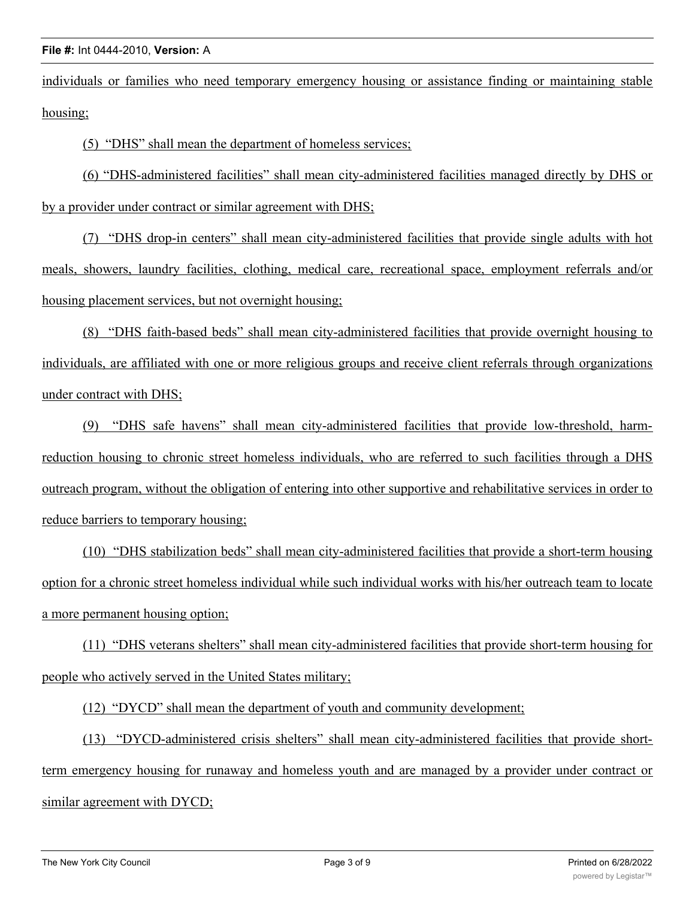individuals or families who need temporary emergency housing or assistance finding or maintaining stable housing;

(5) "DHS" shall mean the department of homeless services;

(6) "DHS-administered facilities" shall mean city-administered facilities managed directly by DHS or by a provider under contract or similar agreement with DHS;

(7) "DHS drop-in centers" shall mean city-administered facilities that provide single adults with hot meals, showers, laundry facilities, clothing, medical care, recreational space, employment referrals and/or housing placement services, but not overnight housing;

(8) "DHS faith-based beds" shall mean city-administered facilities that provide overnight housing to individuals, are affiliated with one or more religious groups and receive client referrals through organizations under contract with DHS;

(9) "DHS safe havens" shall mean city-administered facilities that provide low-threshold, harm-reduction housing to chronic street homeless individuals, who are referred to such facilities through a DHS outreach program, without the obligation of entering into other supportive and rehabilitative services in order to reduce barriers to temporary housing;

(10) "DHS stabilization beds" shall mean city-administered facilities that provide a short-term housing option for a chronic street homeless individual while such individual works with his/her outreach team to locate a more permanent housing option;

(11) "DHS veterans shelters" shall mean city-administered facilities that provide short-term housing for people who actively served in the United States military;

(12) "DYCD" shall mean the department of youth and community development;

(13) "DYCD-administered crisis shelters" shall mean city-administered facilities that provide short-term emergency housing for runaway and homeless youth and are managed by a provider under contract or similar agreement with DYCD;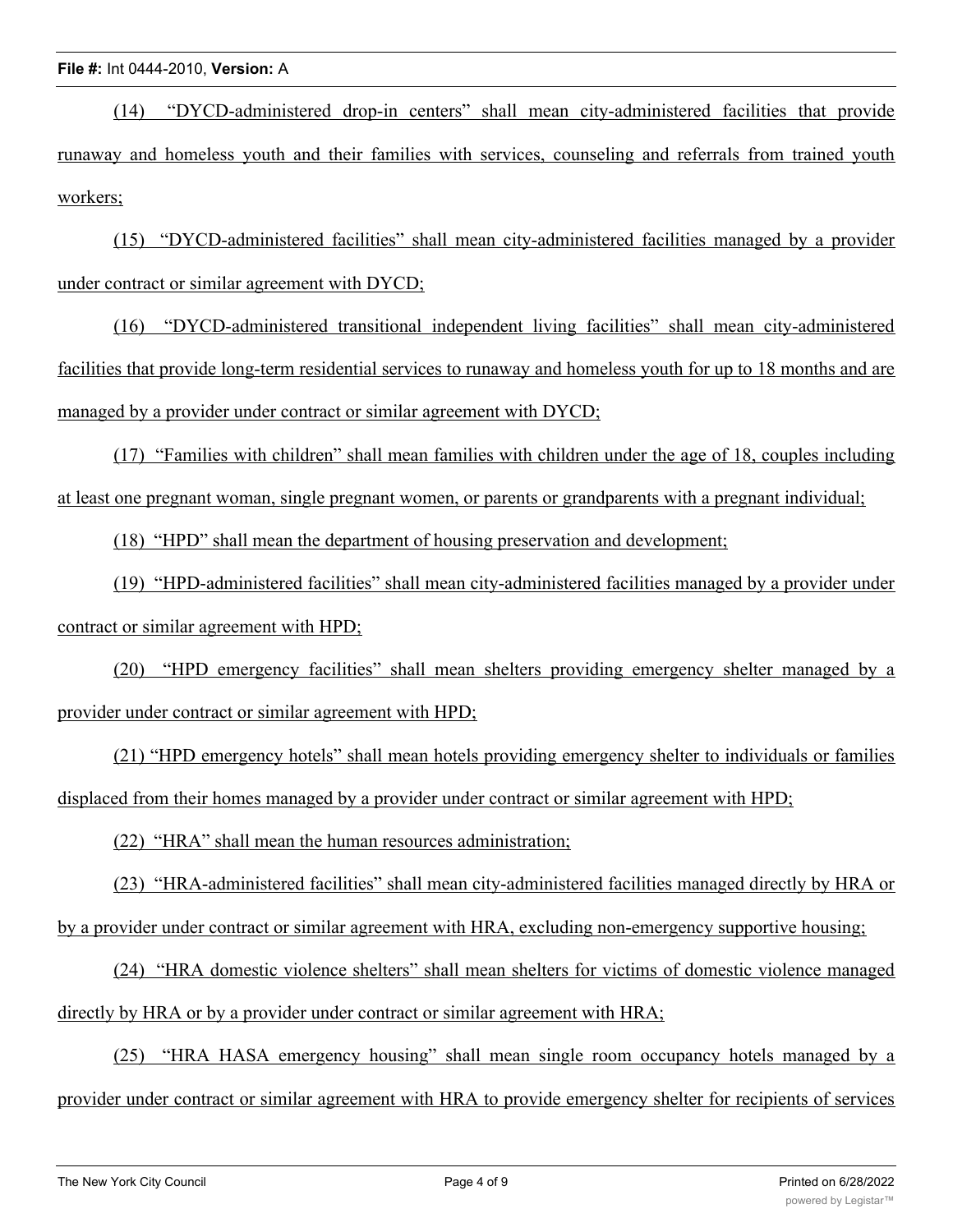(14) "DYCD-administered drop-in centers" shall mean city-administered facilities that provide runaway and homeless youth and their families with services, counseling and referrals from trained youth workers;

(15) "DYCD-administered facilities" shall mean city-administered facilities managed by a provider under contract or similar agreement with DYCD;

(16) "DYCD-administered transitional independent living facilities" shall mean city-administered facilities that provide long-term residential services to runaway and homeless youth for up to 18 months and are managed by a provider under contract or similar agreement with DYCD;

(17) "Families with children" shall mean families with children under the age of 18, couples including at least one pregnant woman, single pregnant women, or parents or grandparents with a pregnant individual;

(18) "HPD" shall mean the department of housing preservation and development;

(19) "HPD-administered facilities" shall mean city-administered facilities managed by a provider under contract or similar agreement with HPD;

(20) "HPD emergency facilities" shall mean shelters providing emergency shelter managed by a provider under contract or similar agreement with HPD;

(21) "HPD emergency hotels" shall mean hotels providing emergency shelter to individuals or families displaced from their homes managed by a provider under contract or similar agreement with HPD;

(22) "HRA" shall mean the human resources administration;

(23) "HRA-administered facilities" shall mean city-administered facilities managed directly by HRA or by a provider under contract or similar agreement with HRA, excluding non-emergency supportive housing;

(24) "HRA domestic violence shelters" shall mean shelters for victims of domestic violence managed directly by HRA or by a provider under contract or similar agreement with HRA;

(25) "HRA HASA emergency housing" shall mean single room occupancy hotels managed by a provider under contract or similar agreement with HRA to provide emergency shelter for recipients of services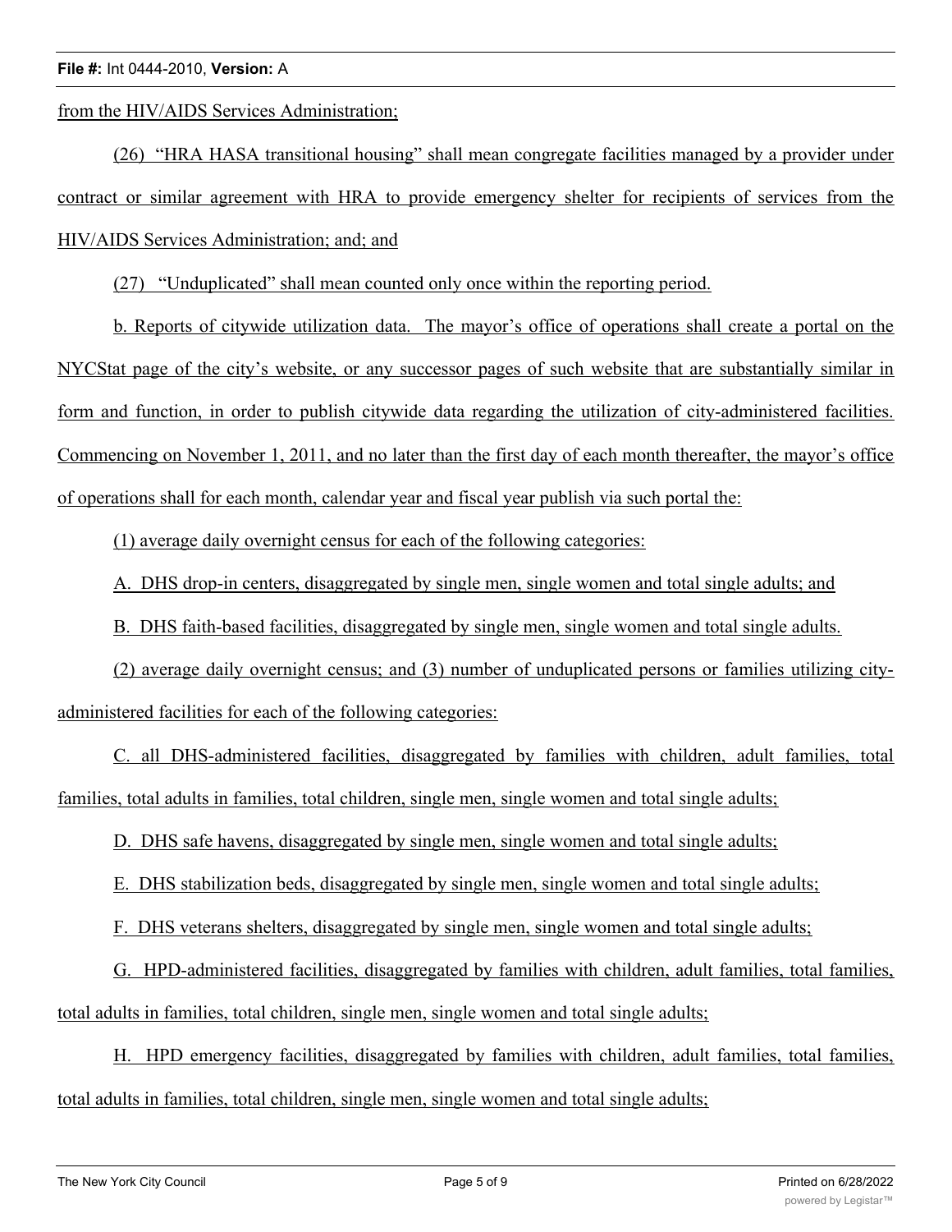from the HIV/AIDS Services Administration;

(26) "HRA HASA transitional housing" shall mean congregate facilities managed by a provider under contract or similar agreement with HRA to provide emergency shelter for recipients of services from the HIV/AIDS Services Administration; and; and

(27) "Unduplicated" shall mean counted only once within the reporting period.

b. Reports of citywide utilization data. The mayor's office of operations shall create a portal on the NYCStat page of the city's website, or any successor pages of such website that are substantially similar in form and function, in order to publish citywide data regarding the utilization of city-administered facilities. Commencing on November 1, 2011, and no later than the first day of each month thereafter, the mayor's office of operations shall for each month, calendar year and fiscal year publish via such portal the:

(1) average daily overnight census for each of the following categories:

A. DHS drop-in centers, disaggregated by single men, single women and total single adults; and

B. DHS faith-based facilities, disaggregated by single men, single women and total single adults.

(2) average daily overnight census; and (3) number of unduplicated persons or families utilizing city-administered facilities for each of the following categories:

C. all DHS-administered facilities, disaggregated by families with children, adult families, total families, total adults in families, total children, single men, single women and total single adults;

D. DHS safe havens, disaggregated by single men, single women and total single adults;

E. DHS stabilization beds, disaggregated by single men, single women and total single adults;

F. DHS veterans shelters, disaggregated by single men, single women and total single adults;

G. HPD-administered facilities, disaggregated by families with children, adult families, total families, total adults in families, total children, single men, single women and total single adults;

H. HPD emergency facilities, disaggregated by families with children, adult families, total families, total adults in families, total children, single men, single women and total single adults;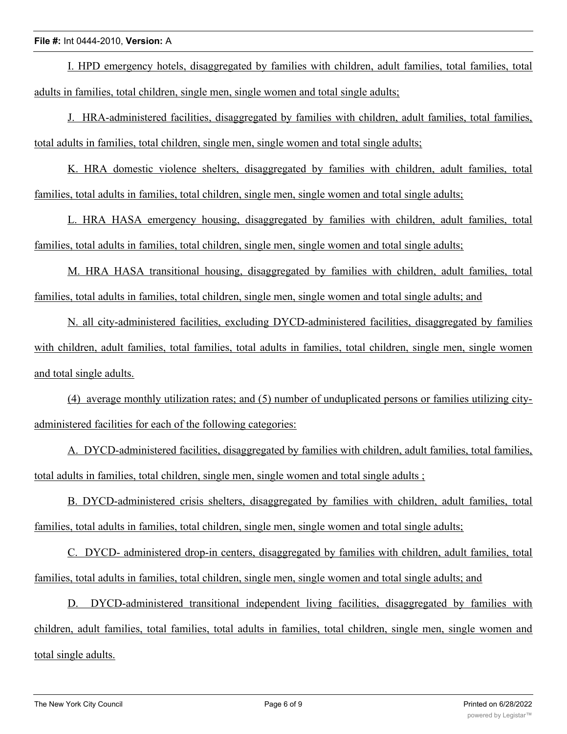I. HPD emergency hotels, disaggregated by families with children, adult families, total families, total adults in families, total children, single men, single women and total single adults;

J. HRA-administered facilities, disaggregated by families with children, adult families, total families, total adults in families, total children, single men, single women and total single adults;

K. HRA domestic violence shelters, disaggregated by families with children, adult families, total families, total adults in families, total children, single men, single women and total single adults;

L. HRA HASA emergency housing, disaggregated by families with children, adult families, total families, total adults in families, total children, single men, single women and total single adults;

M. HRA HASA transitional housing, disaggregated by families with children, adult families, total families, total adults in families, total children, single men, single women and total single adults; and

N. all city-administered facilities, excluding DYCD-administered facilities, disaggregated by families with children, adult families, total families, total adults in families, total children, single men, single women and total single adults.

(4) average monthly utilization rates; and (5) number of unduplicated persons or families utilizing city-administered facilities for each of the following categories:

A. DYCD-administered facilities, disaggregated by families with children, adult families, total families, total adults in families, total children, single men, single women and total single adults ;

B. DYCD-administered crisis shelters, disaggregated by families with children, adult families, total families, total adults in families, total children, single men, single women and total single adults;

C. DYCD- administered drop-in centers, disaggregated by families with children, adult families, total families, total adults in families, total children, single men, single women and total single adults; and

D. DYCD-administered transitional independent living facilities, disaggregated by families with children, adult families, total families, total adults in families, total children, single men, single women and total single adults.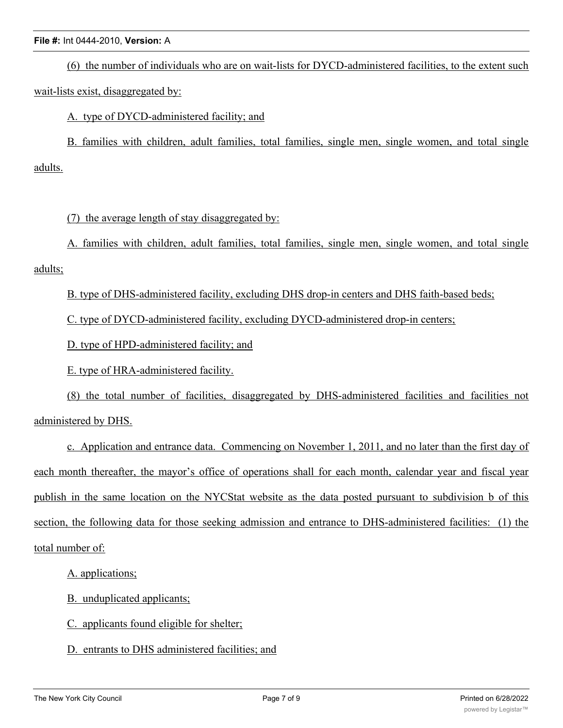(6) the number of individuals who are on wait-lists for DYCD-administered facilities, to the extent such wait-lists exist, disaggregated by:

A. type of DYCD-administered facility; and

B. families with children, adult families, total families, single men, single women, and total single adults.

(7) the average length of stay disaggregated by:

A. families with children, adult families, total families, single men, single women, and total single adults;

B. type of DHS-administered facility, excluding DHS drop-in centers and DHS faith-based beds;

C. type of DYCD-administered facility, excluding DYCD-administered drop-in centers;

D. type of HPD-administered facility; and

E. type of HRA-administered facility.

(8) the total number of facilities, disaggregated by DHS-administered facilities and facilities not administered by DHS.

c. Application and entrance data. Commencing on November 1, 2011, and no later than the first day of each month thereafter, the mayor's office of operations shall for each month, calendar year and fiscal year publish in the same location on the NYCStat website as the data posted pursuant to subdivision b of this section, the following data for those seeking admission and entrance to DHS-administered facilities: (1) the total number of:

A. applications;

B. unduplicated applicants;

C. applicants found eligible for shelter;

D. entrants to DHS administered facilities; and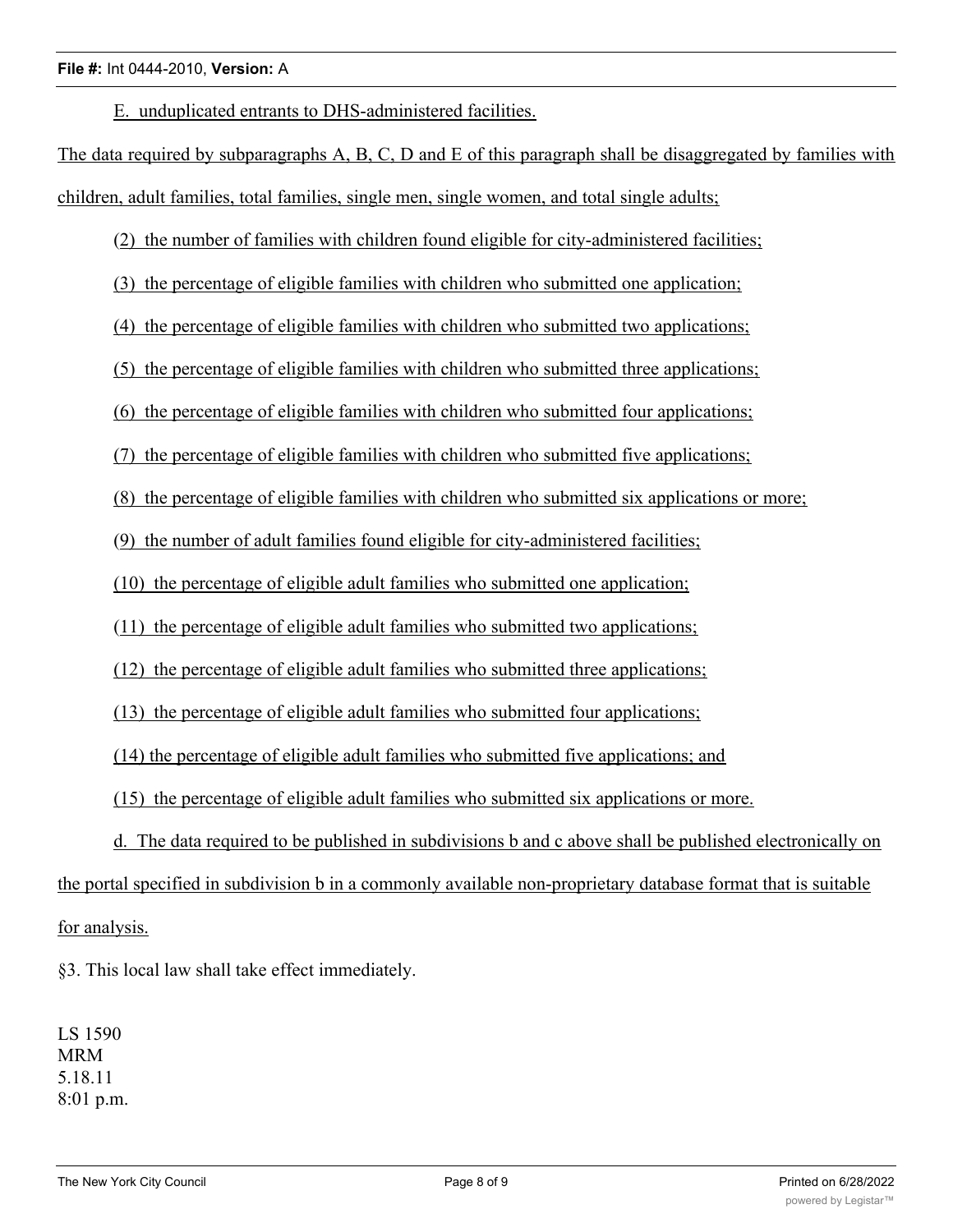E. unduplicated entrants to DHS-administered facilities.

The data required by subparagraphs A, B, C, D and E of this paragraph shall be disaggregated by families with children, adult families, total families, single men, single women, and total single adults;

(2) the number of families with children found eligible for city-administered facilities;

(3) the percentage of eligible families with children who submitted one application;

(4) the percentage of eligible families with children who submitted two applications;

(5) the percentage of eligible families with children who submitted three applications;

(6) the percentage of eligible families with children who submitted four applications;

(7) the percentage of eligible families with children who submitted five applications;

(8) the percentage of eligible families with children who submitted six applications or more;

(9) the number of adult families found eligible for city-administered facilities;

(10) the percentage of eligible adult families who submitted one application;

(11) the percentage of eligible adult families who submitted two applications;

(12) the percentage of eligible adult families who submitted three applications;

(13) the percentage of eligible adult families who submitted four applications;

(14) the percentage of eligible adult families who submitted five applications; and

(15) the percentage of eligible adult families who submitted six applications or more.

d. The data required to be published in subdivisions b and c above shall be published electronically on the portal specified in subdivision b in a commonly available non-proprietary database format that is suitable for analysis.

§3. This local law shall take effect immediately.

LS 1590
MRM
5.18.11
8:01 p.m.